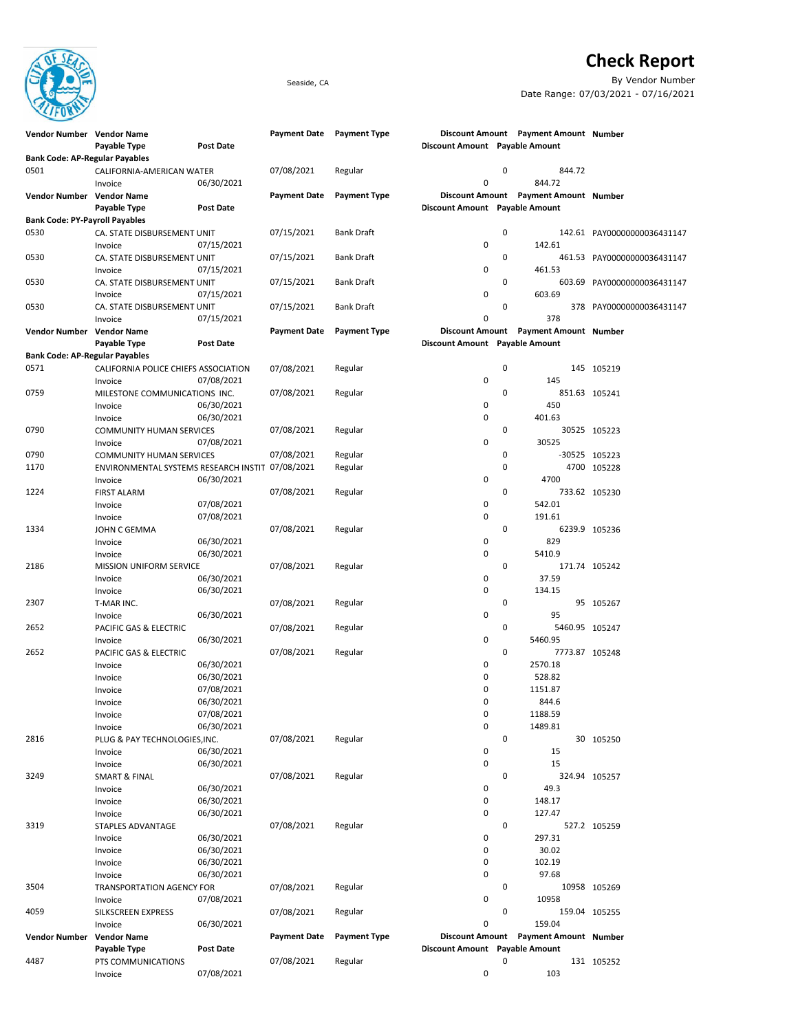# Check Report

Seaside, CA

By Vendor Number

Date Range: 07/03/2021 - 07/16/2021

| Vendor Number | Vendor Name / Payable Type | Post Date | Payment Date | Payment Type | Discount Amount | Payment Amount / Payable Amount | Number |
|---|---|---|---|---|---|---|---|
| **Bank Code: AP-Regular Payables** | | | | | | | |
| 0501 | CALIFORNIA-AMERICAN WATER | | 07/08/2021 | Regular | 0 | 844.72 | |
| | Invoice | 06/30/2021 | | | 0 | 844.72 | |
| **Bank Code: PY-Payroll Payables** | | | | | | | |
| 0530 | CA. STATE DISBURSEMENT UNIT | | 07/15/2021 | Bank Draft | 0 | 142.61 | PAY00000000036431147 |
| | Invoice | 07/15/2021 | | | 0 | 142.61 | |
| 0530 | CA. STATE DISBURSEMENT UNIT | | 07/15/2021 | Bank Draft | 0 | 461.53 | PAY00000000036431147 |
| | Invoice | 07/15/2021 | | | 0 | 461.53 | |
| 0530 | CA. STATE DISBURSEMENT UNIT | | 07/15/2021 | Bank Draft | 0 | 603.69 | PAY00000000036431147 |
| | Invoice | 07/15/2021 | | | 0 | 603.69 | |
| 0530 | CA. STATE DISBURSEMENT UNIT | | 07/15/2021 | Bank Draft | 0 | 378 | PAY00000000036431147 |
| | Invoice | 07/15/2021 | | | 0 | 378 | |
| **Bank Code: AP-Regular Payables** | | | | | | | |
| 0571 | CALIFORNIA POLICE CHIEFS ASSOCIATION | | 07/08/2021 | Regular | 0 | 145 | 105219 |
| | Invoice | 07/08/2021 | | | 0 | 145 | |
| 0759 | MILESTONE COMMUNICATIONS INC. | | 07/08/2021 | Regular | 0 | 851.63 | 105241 |
| | Invoice | 06/30/2021 | | | 0 | 450 | |
| | Invoice | 06/30/2021 | | | 0 | 401.63 | |
| 0790 | COMMUNITY HUMAN SERVICES | | 07/08/2021 | Regular | 0 | 30525 | 105223 |
| | Invoice | 07/08/2021 | | | 0 | 30525 | |
| 0790 | COMMUNITY HUMAN SERVICES | | 07/08/2021 | Regular | 0 | -30525 | 105223 |
| 1170 | ENVIRONMENTAL SYSTEMS RESEARCH INSTIT | | 07/08/2021 | Regular | 0 | 4700 | 105228 |
| | Invoice | 06/30/2021 | | | 0 | 4700 | |
| 1224 | FIRST ALARM | | 07/08/2021 | Regular | 0 | 733.62 | 105230 |
| | Invoice | 07/08/2021 | | | 0 | 542.01 | |
| | Invoice | 07/08/2021 | | | 0 | 191.61 | |
| 1334 | JOHN C GEMMA | | 07/08/2021 | Regular | 0 | 6239.9 | 105236 |
| | Invoice | 06/30/2021 | | | 0 | 829 | |
| | Invoice | 06/30/2021 | | | 0 | 5410.9 | |
| 2186 | MISSION UNIFORM SERVICE | | 07/08/2021 | Regular | 0 | 171.74 | 105242 |
| | Invoice | 06/30/2021 | | | 0 | 37.59 | |
| | Invoice | 06/30/2021 | | | 0 | 134.15 | |
| 2307 | T-MAR INC. | | 07/08/2021 | Regular | 0 | 95 | 105267 |
| | Invoice | 06/30/2021 | | | 0 | 95 | |
| 2652 | PACIFIC GAS & ELECTRIC | | 07/08/2021 | Regular | 0 | 5460.95 | 105247 |
| | Invoice | 06/30/2021 | | | 0 | 5460.95 | |
| 2652 | PACIFIC GAS & ELECTRIC | | 07/08/2021 | Regular | 0 | 7773.87 | 105248 |
| | Invoice | 06/30/2021 | | | 0 | 2570.18 | |
| | Invoice | 06/30/2021 | | | 0 | 528.82 | |
| | Invoice | 07/08/2021 | | | 0 | 1151.87 | |
| | Invoice | 06/30/2021 | | | 0 | 844.6 | |
| | Invoice | 07/08/2021 | | | 0 | 1188.59 | |
| | Invoice | 06/30/2021 | | | 0 | 1489.81 | |
| 2816 | PLUG & PAY TECHNOLOGIES,INC. | | 07/08/2021 | Regular | 0 | 30 | 105250 |
| | Invoice | 06/30/2021 | | | 0 | 15 | |
| | Invoice | 06/30/2021 | | | 0 | 15 | |
| 3249 | SMART & FINAL | | 07/08/2021 | Regular | 0 | 324.94 | 105257 |
| | Invoice | 06/30/2021 | | | 0 | 49.3 | |
| | Invoice | 06/30/2021 | | | 0 | 148.17 | |
| | Invoice | 06/30/2021 | | | 0 | 127.47 | |
| 3319 | STAPLES ADVANTAGE | | 07/08/2021 | Regular | 0 | 527.2 | 105259 |
| | Invoice | 06/30/2021 | | | 0 | 297.31 | |
| | Invoice | 06/30/2021 | | | 0 | 30.02 | |
| | Invoice | 06/30/2021 | | | 0 | 102.19 | |
| | Invoice | 06/30/2021 | | | 0 | 97.68 | |
| 3504 | TRANSPORTATION AGENCY FOR | | 07/08/2021 | Regular | 0 | 10958 | 105269 |
| | Invoice | 07/08/2021 | | | 0 | 10958 | |
| 4059 | SILKSCREEN EXPRESS | | 07/08/2021 | Regular | 0 | 159.04 | 105255 |
| | Invoice | 06/30/2021 | | | 0 | 159.04 | |
| 4487 | PTS COMMUNICATIONS | | 07/08/2021 | Regular | 0 | 131 | 105252 |
| | Invoice | 07/08/2021 | | | 0 | 103 | |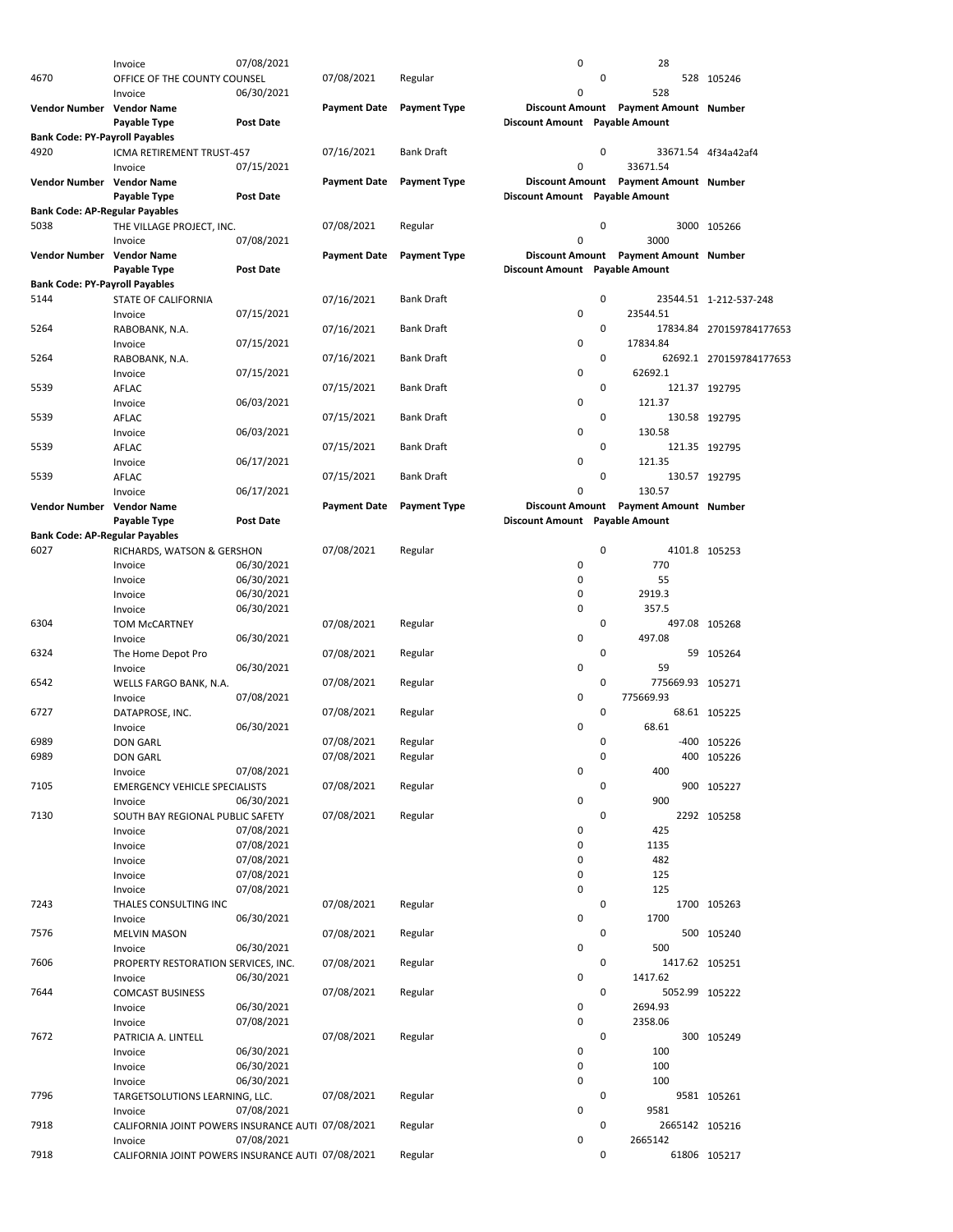| | | | | | | | |
|---|---|---|---|---|---|---|---|
| | Invoice | 07/08/2021 | | | 0 | 28 | |
| 4670 | OFFICE OF THE COUNTY COUNSEL | | 07/08/2021 | Regular | 0 | 528 | 105246 |
| | Invoice | 06/30/2021 | | | 0 | 528 | |
| **Vendor Number** | **Vendor Name** | | **Payment Date** | **Payment Type** | **Discount Amount** | **Payment Amount** | **Number** |
| | **Payable Type** | **Post Date** | | | **Discount Amount** | **Payable Amount** | |
| **Bank Code: PY-Payroll Payables** | | | | | | | |
| 4920 | ICMA RETIREMENT TRUST-457 | | 07/16/2021 | Bank Draft | 0 | 33671.54 | 4f34a42af4 |
| | Invoice | 07/15/2021 | | | 0 | 33671.54 | |
| **Vendor Number** | **Vendor Name** | | **Payment Date** | **Payment Type** | **Discount Amount** | **Payment Amount** | **Number** |
| | **Payable Type** | **Post Date** | | | **Discount Amount** | **Payable Amount** | |
| **Bank Code: AP-Regular Payables** | | | | | | | |
| 5038 | THE VILLAGE PROJECT, INC. | | 07/08/2021 | Regular | 0 | 3000 | 105266 |
| | Invoice | 07/08/2021 | | | 0 | 3000 | |
| **Vendor Number** | **Vendor Name** | | **Payment Date** | **Payment Type** | **Discount Amount** | **Payment Amount** | **Number** |
| | **Payable Type** | **Post Date** | | | **Discount Amount** | **Payable Amount** | |
| **Bank Code: PY-Payroll Payables** | | | | | | | |
| 5144 | STATE OF CALIFORNIA | | 07/16/2021 | Bank Draft | 0 | 23544.51 | 1-212-537-248 |
| | Invoice | 07/15/2021 | | | 0 | 23544.51 | |
| 5264 | RABOBANK, N.A. | | 07/16/2021 | Bank Draft | 0 | 17834.84 | 270159784177653 |
| | Invoice | 07/15/2021 | | | 0 | 17834.84 | |
| 5264 | RABOBANK, N.A. | | 07/16/2021 | Bank Draft | 0 | 62692.1 | 270159784177653 |
| | Invoice | 07/15/2021 | | | 0 | 62692.1 | |
| 5539 | AFLAC | | 07/15/2021 | Bank Draft | 0 | 121.37 | 192795 |
| | Invoice | 06/03/2021 | | | 0 | 121.37 | |
| 5539 | AFLAC | | 07/15/2021 | Bank Draft | 0 | 130.58 | 192795 |
| | Invoice | 06/03/2021 | | | 0 | 130.58 | |
| 5539 | AFLAC | | 07/15/2021 | Bank Draft | 0 | 121.35 | 192795 |
| | Invoice | 06/17/2021 | | | 0 | 121.35 | |
| 5539 | AFLAC | | 07/15/2021 | Bank Draft | 0 | 130.57 | 192795 |
| | Invoice | 06/17/2021 | | | 0 | 130.57 | |
| **Vendor Number** | **Vendor Name** | | **Payment Date** | **Payment Type** | **Discount Amount** | **Payment Amount** | **Number** |
| | **Payable Type** | **Post Date** | | | **Discount Amount** | **Payable Amount** | |
| **Bank Code: AP-Regular Payables** | | | | | | | |
| 6027 | RICHARDS, WATSON & GERSHON | | 07/08/2021 | Regular | 0 | 4101.8 | 105253 |
| | Invoice | 06/30/2021 | | | 0 | 770 | |
| | Invoice | 06/30/2021 | | | 0 | 55 | |
| | Invoice | 06/30/2021 | | | 0 | 2919.3 | |
| | Invoice | 06/30/2021 | | | 0 | 357.5 | |
| 6304 | TOM McCARTNEY | | 07/08/2021 | Regular | 0 | 497.08 | 105268 |
| | Invoice | 06/30/2021 | | | 0 | 497.08 | |
| 6324 | The Home Depot Pro | | 07/08/2021 | Regular | 0 | 59 | 105264 |
| | Invoice | 06/30/2021 | | | 0 | 59 | |
| 6542 | WELLS FARGO BANK, N.A. | | 07/08/2021 | Regular | 0 | 775669.93 | 105271 |
| | Invoice | 07/08/2021 | | | 0 | 775669.93 | |
| 6727 | DATAPROSE, INC. | | 07/08/2021 | Regular | 0 | 68.61 | 105225 |
| | Invoice | 06/30/2021 | | | 0 | 68.61 | |
| 6989 | DON GARL | | 07/08/2021 | Regular | 0 | -400 | 105226 |
| 6989 | DON GARL | | 07/08/2021 | Regular | 0 | 400 | 105226 |
| | Invoice | 07/08/2021 | | | 0 | 400 | |
| 7105 | EMERGENCY VEHICLE SPECIALISTS | | 07/08/2021 | Regular | 0 | 900 | 105227 |
| | Invoice | 06/30/2021 | | | 0 | 900 | |
| 7130 | SOUTH BAY REGIONAL PUBLIC SAFETY | | 07/08/2021 | Regular | 0 | 2292 | 105258 |
| | Invoice | 07/08/2021 | | | 0 | 425 | |
| | Invoice | 07/08/2021 | | | 0 | 1135 | |
| | Invoice | 07/08/2021 | | | 0 | 482 | |
| | Invoice | 07/08/2021 | | | 0 | 125 | |
| | Invoice | 07/08/2021 | | | 0 | 125 | |
| 7243 | THALES CONSULTING INC | | 07/08/2021 | Regular | 0 | 1700 | 105263 |
| | Invoice | 06/30/2021 | | | 0 | 1700 | |
| 7576 | MELVIN MASON | | 07/08/2021 | Regular | 0 | 500 | 105240 |
| | Invoice | 06/30/2021 | | | 0 | 500 | |
| 7606 | PROPERTY RESTORATION SERVICES, INC. | | 07/08/2021 | Regular | 0 | 1417.62 | 105251 |
| | Invoice | 06/30/2021 | | | 0 | 1417.62 | |
| 7644 | COMCAST BUSINESS | | 07/08/2021 | Regular | 0 | 5052.99 | 105222 |
| | Invoice | 06/30/2021 | | | 0 | 2694.93 | |
| | Invoice | 07/08/2021 | | | 0 | 2358.06 | |
| 7672 | PATRICIA A. LINTELL | | 07/08/2021 | Regular | 0 | 300 | 105249 |
| | Invoice | 06/30/2021 | | | 0 | 100 | |
| | Invoice | 06/30/2021 | | | 0 | 100 | |
| | Invoice | 06/30/2021 | | | 0 | 100 | |
| 7796 | TARGETSOLUTIONS LEARNING, LLC. | | 07/08/2021 | Regular | 0 | 9581 | 105261 |
| | Invoice | 07/08/2021 | | | 0 | 9581 | |
| 7918 | CALIFORNIA JOINT POWERS INSURANCE AUTI | | 07/08/2021 | Regular | 0 | 2665142 | 105216 |
| | Invoice | 07/08/2021 | | | 0 | 2665142 | |
| 7918 | CALIFORNIA JOINT POWERS INSURANCE AUTI | | 07/08/2021 | Regular | 0 | 61806 | 105217 |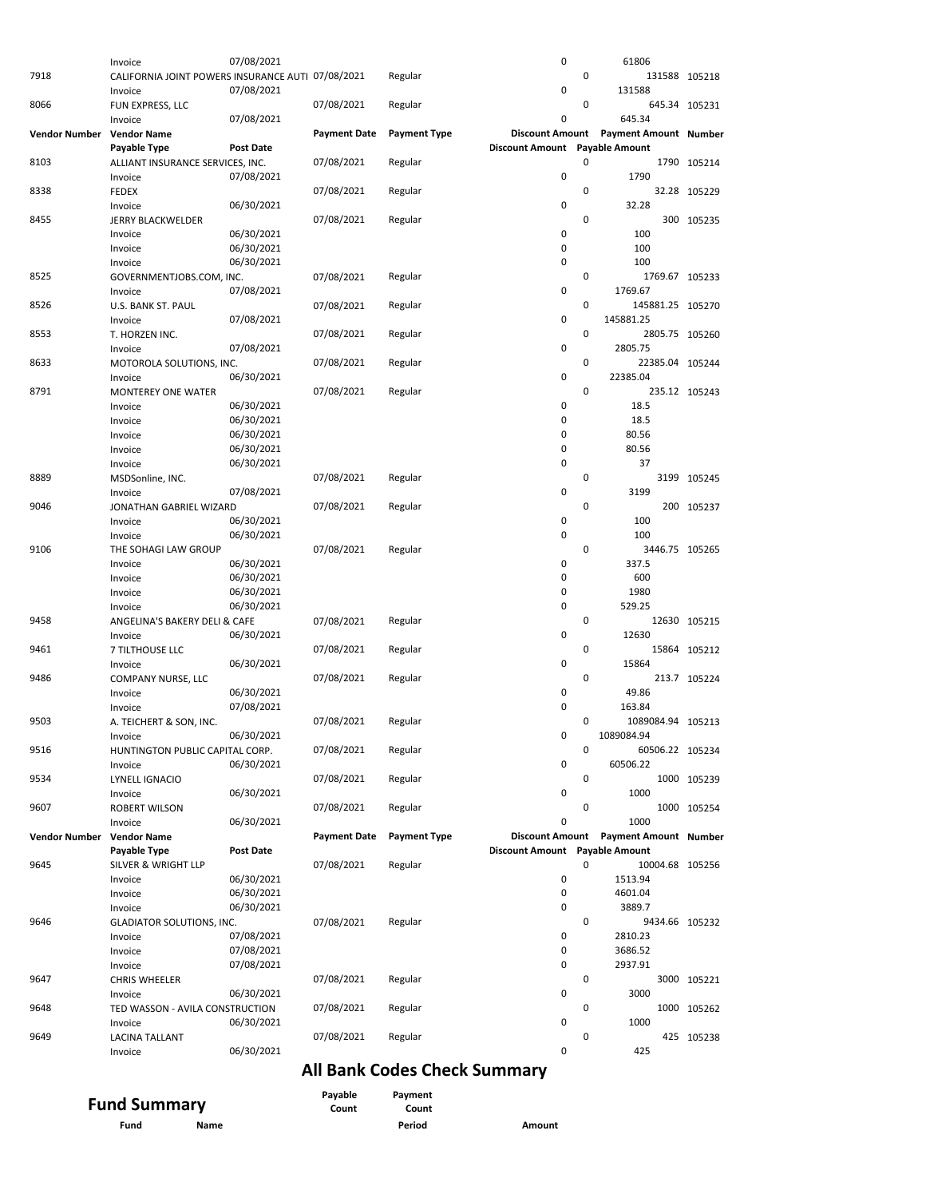| Vendor Number | Vendor Name | | Payment Date | Payment Type | Discount Amount | Payment Amount | Number |
|---|---|---|---|---|---|---|---|
| | Payable Type | Post Date | | | Discount Amount | Payable Amount | |
| | Invoice | 07/08/2021 | | | 0 | 61806 | |
| 7918 | CALIFORNIA JOINT POWERS INSURANCE AUTI | | 07/08/2021 | Regular | 0 | 131588 | 105218 |
| | Invoice | 07/08/2021 | | | 0 | 131588 | |
| 8066 | FUN EXPRESS, LLC | | 07/08/2021 | Regular | 0 | 645.34 | 105231 |
| | Invoice | 07/08/2021 | | | 0 | 645.34 | |
| 8103 | ALLIANT INSURANCE SERVICES, INC. | | 07/08/2021 | Regular | 0 | 1790 | 105214 |
| | Invoice | 07/08/2021 | | | 0 | 1790 | |
| 8338 | FEDEX | | 07/08/2021 | Regular | 0 | 32.28 | 105229 |
| | Invoice | 06/30/2021 | | | 0 | 32.28 | |
| 8455 | JERRY BLACKWELDER | | 07/08/2021 | Regular | 0 | 300 | 105235 |
| | Invoice | 06/30/2021 | | | 0 | 100 | |
| | Invoice | 06/30/2021 | | | 0 | 100 | |
| | Invoice | 06/30/2021 | | | 0 | 100 | |
| 8525 | GOVERNMENTJOBS.COM, INC. | | 07/08/2021 | Regular | 0 | 1769.67 | 105233 |
| | Invoice | 07/08/2021 | | | 0 | 1769.67 | |
| 8526 | U.S. BANK ST. PAUL | | 07/08/2021 | Regular | 0 | 145881.25 | 105270 |
| | Invoice | 07/08/2021 | | | 0 | 145881.25 | |
| 8553 | T. HORZEN INC. | | 07/08/2021 | Regular | 0 | 2805.75 | 105260 |
| | Invoice | 07/08/2021 | | | 0 | 2805.75 | |
| 8633 | MOTOROLA SOLUTIONS, INC. | | 07/08/2021 | Regular | 0 | 22385.04 | 105244 |
| | Invoice | 06/30/2021 | | | 0 | 22385.04 | |
| 8791 | MONTEREY ONE WATER | | 07/08/2021 | Regular | 0 | 235.12 | 105243 |
| | Invoice | 06/30/2021 | | | 0 | 18.5 | |
| | Invoice | 06/30/2021 | | | 0 | 18.5 | |
| | Invoice | 06/30/2021 | | | 0 | 80.56 | |
| | Invoice | 06/30/2021 | | | 0 | 80.56 | |
| | Invoice | 06/30/2021 | | | 0 | 37 | |
| 8889 | MSDSonline, INC. | | 07/08/2021 | Regular | 0 | 3199 | 105245 |
| | Invoice | 07/08/2021 | | | 0 | 3199 | |
| 9046 | JONATHAN GABRIEL WIZARD | | 07/08/2021 | Regular | 0 | 200 | 105237 |
| | Invoice | 06/30/2021 | | | 0 | 100 | |
| | Invoice | 06/30/2021 | | | 0 | 100 | |
| 9106 | THE SOHAGI LAW GROUP | | 07/08/2021 | Regular | 0 | 3446.75 | 105265 |
| | Invoice | 06/30/2021 | | | 0 | 337.5 | |
| | Invoice | 06/30/2021 | | | 0 | 600 | |
| | Invoice | 06/30/2021 | | | 0 | 1980 | |
| | Invoice | 06/30/2021 | | | 0 | 529.25 | |
| 9458 | ANGELINA'S BAKERY DELI & CAFE | | 07/08/2021 | Regular | 0 | 12630 | 105215 |
| | Invoice | 06/30/2021 | | | 0 | 12630 | |
| 9461 | 7 TILTHOUSE LLC | | 07/08/2021 | Regular | 0 | 15864 | 105212 |
| | Invoice | 06/30/2021 | | | 0 | 15864 | |
| 9486 | COMPANY NURSE, LLC | | 07/08/2021 | Regular | 0 | 213.7 | 105224 |
| | Invoice | 06/30/2021 | | | 0 | 49.86 | |
| | Invoice | 07/08/2021 | | | 0 | 163.84 | |
| 9503 | A. TEICHERT & SON, INC. | | 07/08/2021 | Regular | 0 | 1089084.94 | 105213 |
| | Invoice | 06/30/2021 | | | 0 | 1089084.94 | |
| 9516 | HUNTINGTON PUBLIC CAPITAL CORP. | | 07/08/2021 | Regular | 0 | 60506.22 | 105234 |
| | Invoice | 06/30/2021 | | | 0 | 60506.22 | |
| 9534 | LYNELL IGNACIO | | 07/08/2021 | Regular | 0 | 1000 | 105239 |
| | Invoice | 06/30/2021 | | | 0 | 1000 | |
| 9607 | ROBERT WILSON | | 07/08/2021 | Regular | 0 | 1000 | 105254 |
| | Invoice | 06/30/2021 | | | 0 | 1000 | |
| 9645 | SILVER & WRIGHT LLP | | 07/08/2021 | Regular | 0 | 10004.68 | 105256 |
| | Invoice | 06/30/2021 | | | 0 | 1513.94 | |
| | Invoice | 06/30/2021 | | | 0 | 4601.04 | |
| | Invoice | 06/30/2021 | | | 0 | 3889.7 | |
| 9646 | GLADIATOR SOLUTIONS, INC. | | 07/08/2021 | Regular | 0 | 9434.66 | 105232 |
| | Invoice | 07/08/2021 | | | 0 | 2810.23 | |
| | Invoice | 07/08/2021 | | | 0 | 3686.52 | |
| | Invoice | 07/08/2021 | | | 0 | 2937.91 | |
| 9647 | CHRIS WHEELER | | 07/08/2021 | Regular | 0 | 3000 | 105221 |
| | Invoice | 06/30/2021 | | | 0 | 3000 | |
| 9648 | TED WASSON - AVILA CONSTRUCTION | | 07/08/2021 | Regular | 0 | 1000 | 105262 |
| | Invoice | 06/30/2021 | | | 0 | 1000 | |
| 9649 | LACINA TALLANT | | 07/08/2021 | Regular | 0 | 425 | 105238 |
| | Invoice | 06/30/2021 | | | 0 | 425 | |

## All Bank Codes Check Summary

## Fund Summary

| Fund | Name | Payable Count | Payment Count / Period | Amount |
|---|---|---|---|---|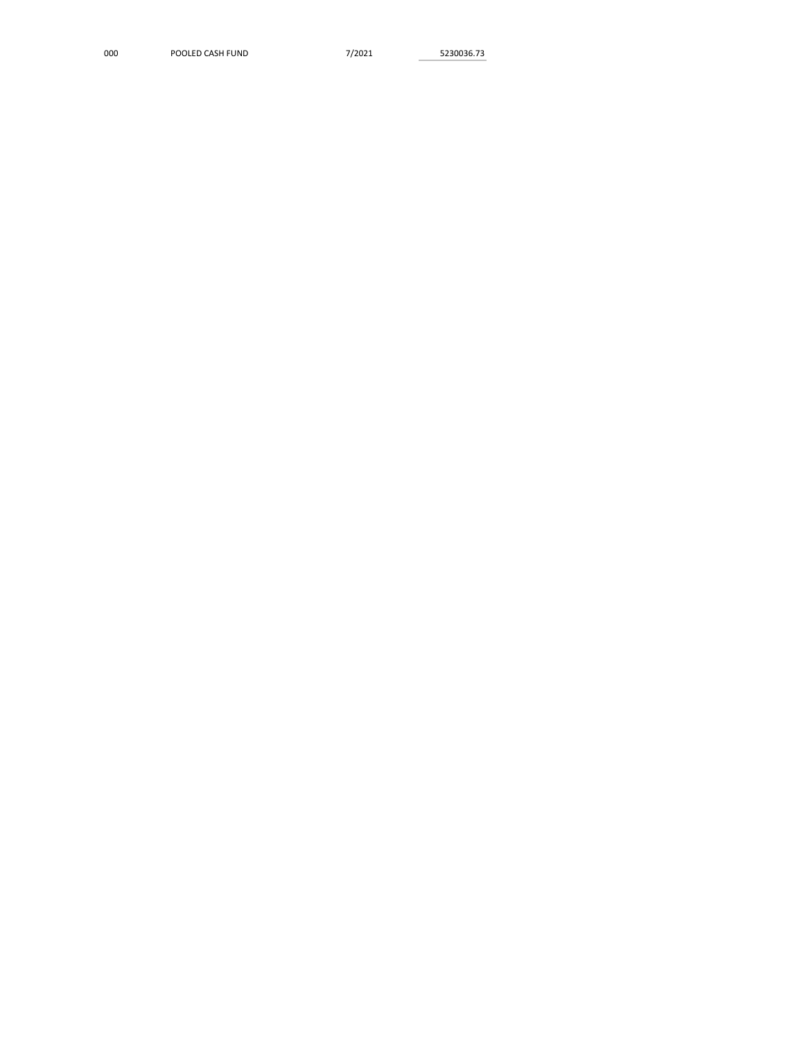| | | | |
|---|---|---|---|
| 000 | POOLED CASH FUND | 7/2021 | 5230036.73 |